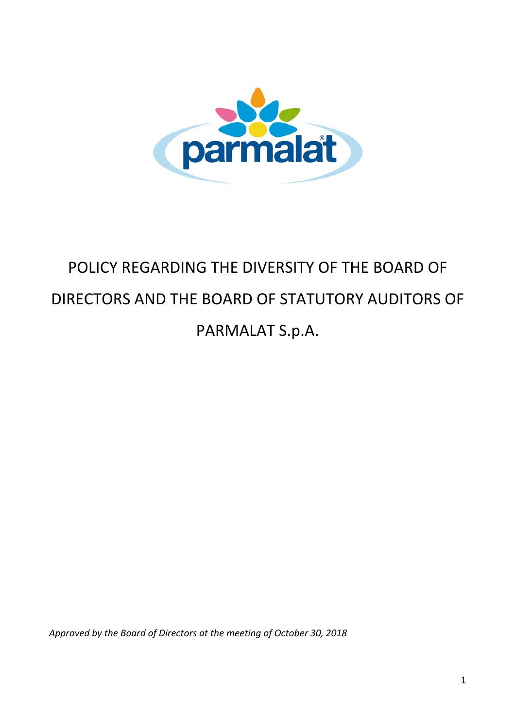# POLICY REGARDING THE DIVERSITY OF THE BOARD OF DIRECTORS AND THE BOARD OF STATUTORY AUDITORS OF PARMALAT S.p.A.

*Approved by the Board of Directors at the meeting of October 30, 2018*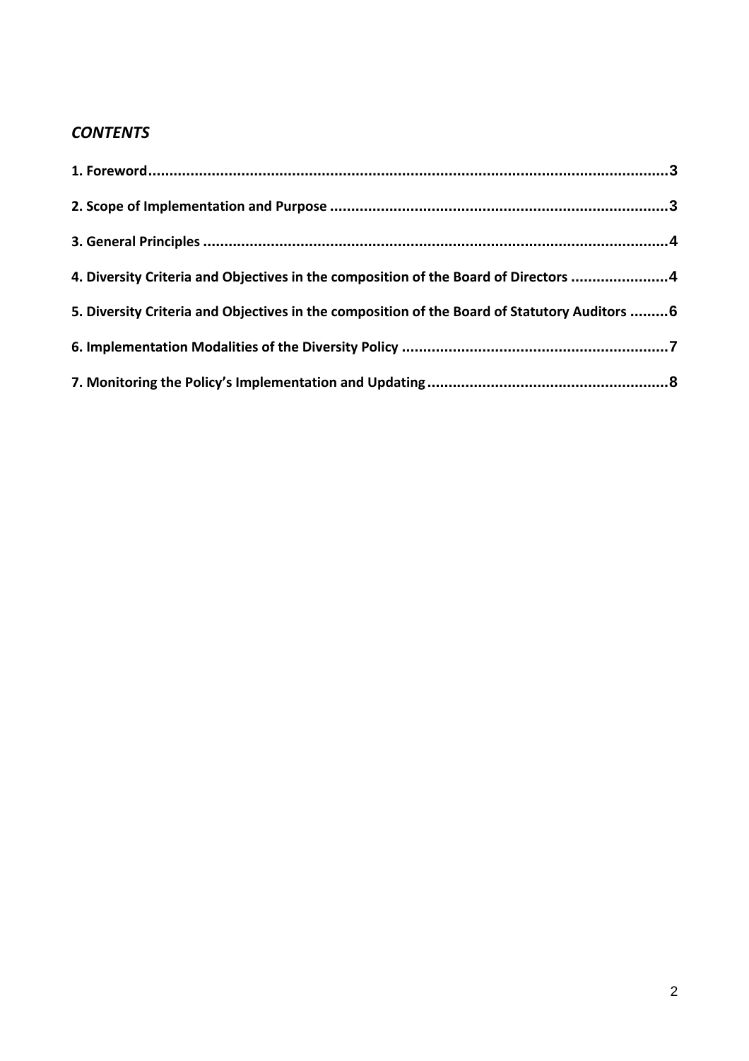## *CONTENTS*

**1. Foreword....................................................................................................................3**

**2. Scope of Implementation and Purpose ................................................................................3**

**3. General Principles ..............................................................................................................4**

**4. Diversity Criteria and Objectives in the composition of the Board of Directors .......................4**

**5. Diversity Criteria and Objectives in the composition of the Board of Statutory Auditors .........6**

**6. Implementation Modalities of the Diversity Policy ...............................................................7**

**7. Monitoring the Policy's Implementation and Updating.........................................................8**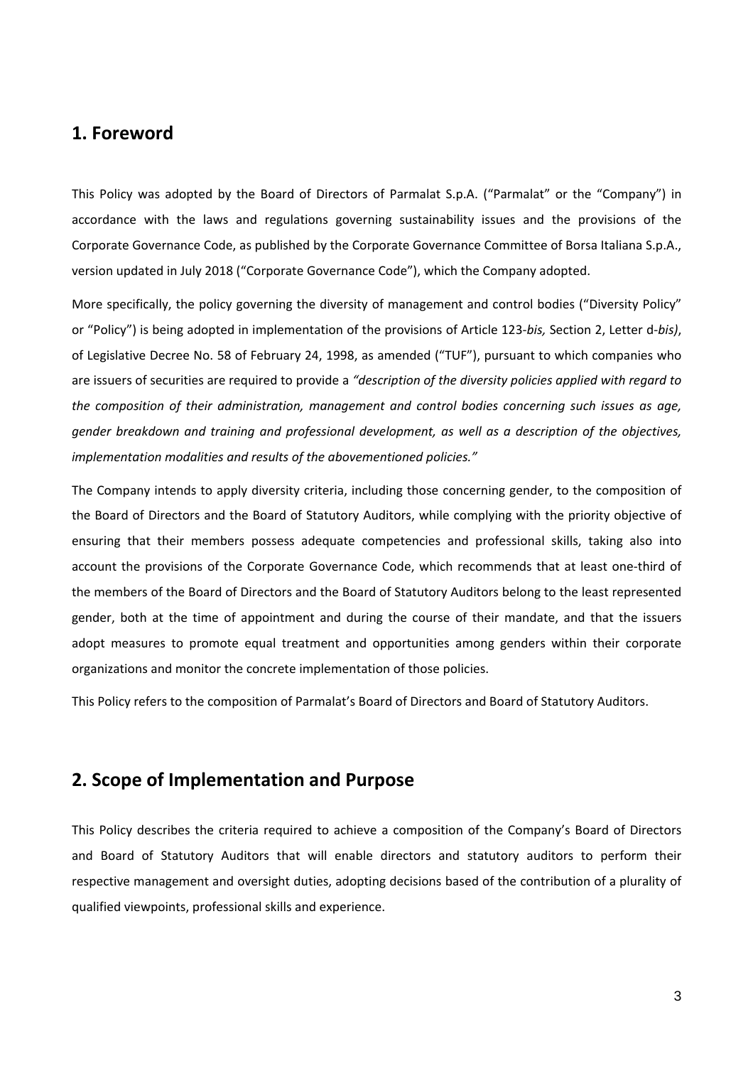## 1. Foreword

This Policy was adopted by the Board of Directors of Parmalat S.p.A. ("Parmalat" or the "Company") in accordance with the laws and regulations governing sustainability issues and the provisions of the Corporate Governance Code, as published by the Corporate Governance Committee of Borsa Italiana S.p.A., version updated in July 2018 ("Corporate Governance Code"), which the Company adopted.

More specifically, the policy governing the diversity of management and control bodies ("Diversity Policy" or "Policy") is being adopted in implementation of the provisions of Article 123-*bis,* Section 2, Letter d-*bis)*, of Legislative Decree No. 58 of February 24, 1998, as amended ("TUF"), pursuant to which companies who are issuers of securities are required to provide a *"description of the diversity policies applied with regard to the composition of their administration, management and control bodies concerning such issues as age, gender breakdown and training and professional development, as well as a description of the objectives, implementation modalities and results of the abovementioned policies."*

The Company intends to apply diversity criteria, including those concerning gender, to the composition of the Board of Directors and the Board of Statutory Auditors, while complying with the priority objective of ensuring that their members possess adequate competencies and professional skills, taking also into account the provisions of the Corporate Governance Code, which recommends that at least one-third of the members of the Board of Directors and the Board of Statutory Auditors belong to the least represented gender, both at the time of appointment and during the course of their mandate, and that the issuers adopt measures to promote equal treatment and opportunities among genders within their corporate organizations and monitor the concrete implementation of those policies.

This Policy refers to the composition of Parmalat's Board of Directors and Board of Statutory Auditors.

## 2. Scope of Implementation and Purpose

This Policy describes the criteria required to achieve a composition of the Company's Board of Directors and Board of Statutory Auditors that will enable directors and statutory auditors to perform their respective management and oversight duties, adopting decisions based of the contribution of a plurality of qualified viewpoints, professional skills and experience.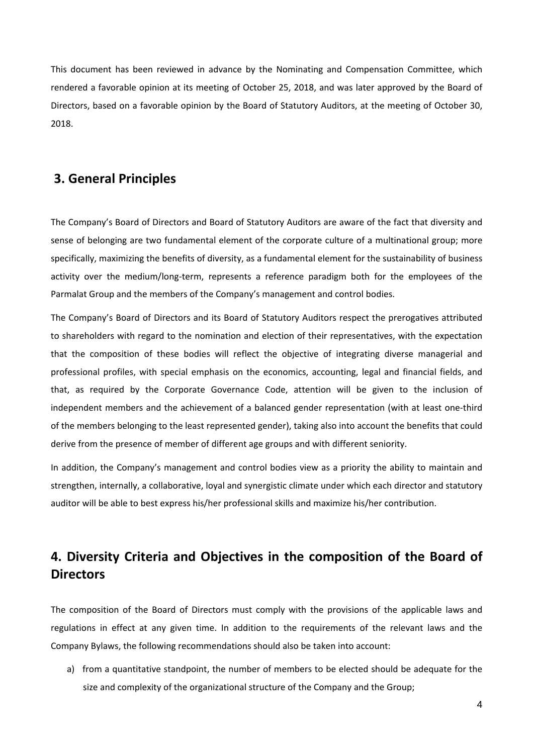This document has been reviewed in advance by the Nominating and Compensation Committee, which rendered a favorable opinion at its meeting of October 25, 2018, and was later approved by the Board of Directors, based on a favorable opinion by the Board of Statutory Auditors, at the meeting of October 30, 2018.

## 3. General Principles

The Company's Board of Directors and Board of Statutory Auditors are aware of the fact that diversity and sense of belonging are two fundamental element of the corporate culture of a multinational group; more specifically, maximizing the benefits of diversity, as a fundamental element for the sustainability of business activity over the medium/long-term, represents a reference paradigm both for the employees of the Parmalat Group and the members of the Company's management and control bodies.

The Company's Board of Directors and its Board of Statutory Auditors respect the prerogatives attributed to shareholders with regard to the nomination and election of their representatives, with the expectation that the composition of these bodies will reflect the objective of integrating diverse managerial and professional profiles, with special emphasis on the economics, accounting, legal and financial fields, and that, as required by the Corporate Governance Code, attention will be given to the inclusion of independent members and the achievement of a balanced gender representation (with at least one-third of the members belonging to the least represented gender), taking also into account the benefits that could derive from the presence of member of different age groups and with different seniority.

In addition, the Company's management and control bodies view as a priority the ability to maintain and strengthen, internally, a collaborative, loyal and synergistic climate under which each director and statutory auditor will be able to best express his/her professional skills and maximize his/her contribution.

## 4. Diversity Criteria and Objectives in the composition of the Board of Directors

The composition of the Board of Directors must comply with the provisions of the applicable laws and regulations in effect at any given time. In addition to the requirements of the relevant laws and the Company Bylaws, the following recommendations should also be taken into account:

a) from a quantitative standpoint, the number of members to be elected should be adequate for the size and complexity of the organizational structure of the Company and the Group;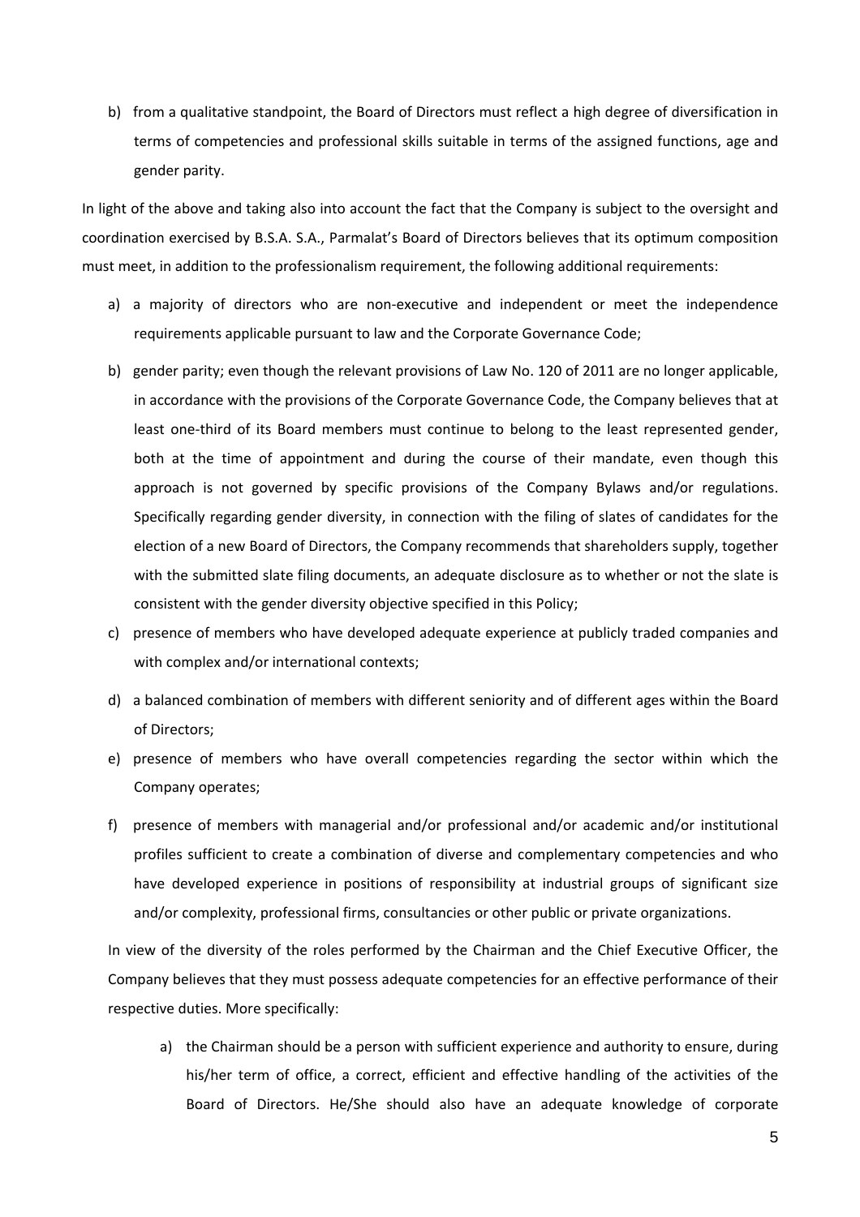b) from a qualitative standpoint, the Board of Directors must reflect a high degree of diversification in terms of competencies and professional skills suitable in terms of the assigned functions, age and gender parity.

In light of the above and taking also into account the fact that the Company is subject to the oversight and coordination exercised by B.S.A. S.A., Parmalat's Board of Directors believes that its optimum composition must meet, in addition to the professionalism requirement, the following additional requirements:

a) a majority of directors who are non-executive and independent or meet the independence requirements applicable pursuant to law and the Corporate Governance Code;

b) gender parity; even though the relevant provisions of Law No. 120 of 2011 are no longer applicable, in accordance with the provisions of the Corporate Governance Code, the Company believes that at least one-third of its Board members must continue to belong to the least represented gender, both at the time of appointment and during the course of their mandate, even though this approach is not governed by specific provisions of the Company Bylaws and/or regulations. Specifically regarding gender diversity, in connection with the filing of slates of candidates for the election of a new Board of Directors, the Company recommends that shareholders supply, together with the submitted slate filing documents, an adequate disclosure as to whether or not the slate is consistent with the gender diversity objective specified in this Policy;

c) presence of members who have developed adequate experience at publicly traded companies and with complex and/or international contexts;

d) a balanced combination of members with different seniority and of different ages within the Board of Directors;

e) presence of members who have overall competencies regarding the sector within which the Company operates;

f) presence of members with managerial and/or professional and/or academic and/or institutional profiles sufficient to create a combination of diverse and complementary competencies and who have developed experience in positions of responsibility at industrial groups of significant size and/or complexity, professional firms, consultancies or other public or private organizations.

In view of the diversity of the roles performed by the Chairman and the Chief Executive Officer, the Company believes that they must possess adequate competencies for an effective performance of their respective duties. More specifically:

a) the Chairman should be a person with sufficient experience and authority to ensure, during his/her term of office, a correct, efficient and effective handling of the activities of the Board of Directors. He/She should also have an adequate knowledge of corporate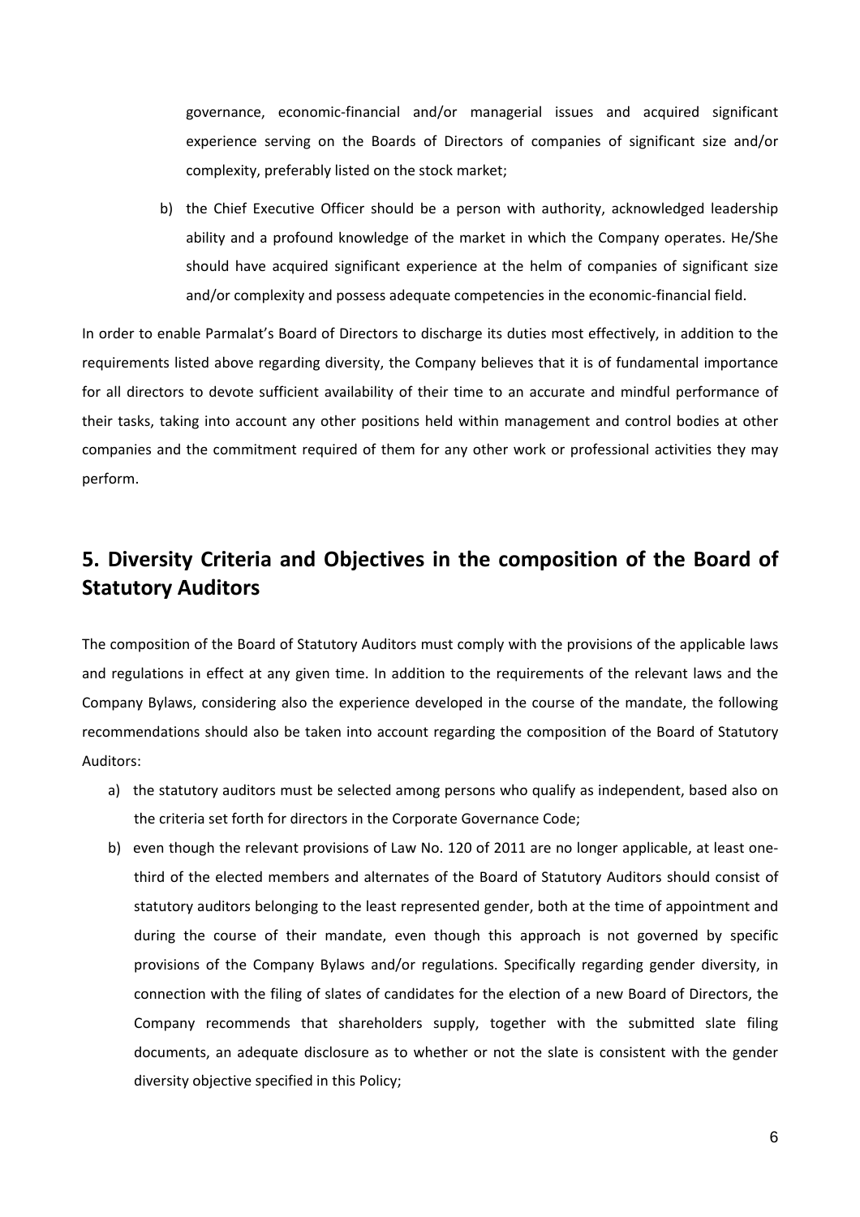governance, economic-financial and/or managerial issues and acquired significant experience serving on the Boards of Directors of companies of significant size and/or complexity, preferably listed on the stock market;

b) the Chief Executive Officer should be a person with authority, acknowledged leadership ability and a profound knowledge of the market in which the Company operates. He/She should have acquired significant experience at the helm of companies of significant size and/or complexity and possess adequate competencies in the economic-financial field.

In order to enable Parmalat's Board of Directors to discharge its duties most effectively, in addition to the requirements listed above regarding diversity, the Company believes that it is of fundamental importance for all directors to devote sufficient availability of their time to an accurate and mindful performance of their tasks, taking into account any other positions held within management and control bodies at other companies and the commitment required of them for any other work or professional activities they may perform.

## 5. Diversity Criteria and Objectives in the composition of the Board of Statutory Auditors

The composition of the Board of Statutory Auditors must comply with the provisions of the applicable laws and regulations in effect at any given time. In addition to the requirements of the relevant laws and the Company Bylaws, considering also the experience developed in the course of the mandate, the following recommendations should also be taken into account regarding the composition of the Board of Statutory Auditors:

a) the statutory auditors must be selected among persons who qualify as independent, based also on the criteria set forth for directors in the Corporate Governance Code;

b) even though the relevant provisions of Law No. 120 of 2011 are no longer applicable, at least one-third of the elected members and alternates of the Board of Statutory Auditors should consist of statutory auditors belonging to the least represented gender, both at the time of appointment and during the course of their mandate, even though this approach is not governed by specific provisions of the Company Bylaws and/or regulations. Specifically regarding gender diversity, in connection with the filing of slates of candidates for the election of a new Board of Directors, the Company recommends that shareholders supply, together with the submitted slate filing documents, an adequate disclosure as to whether or not the slate is consistent with the gender diversity objective specified in this Policy;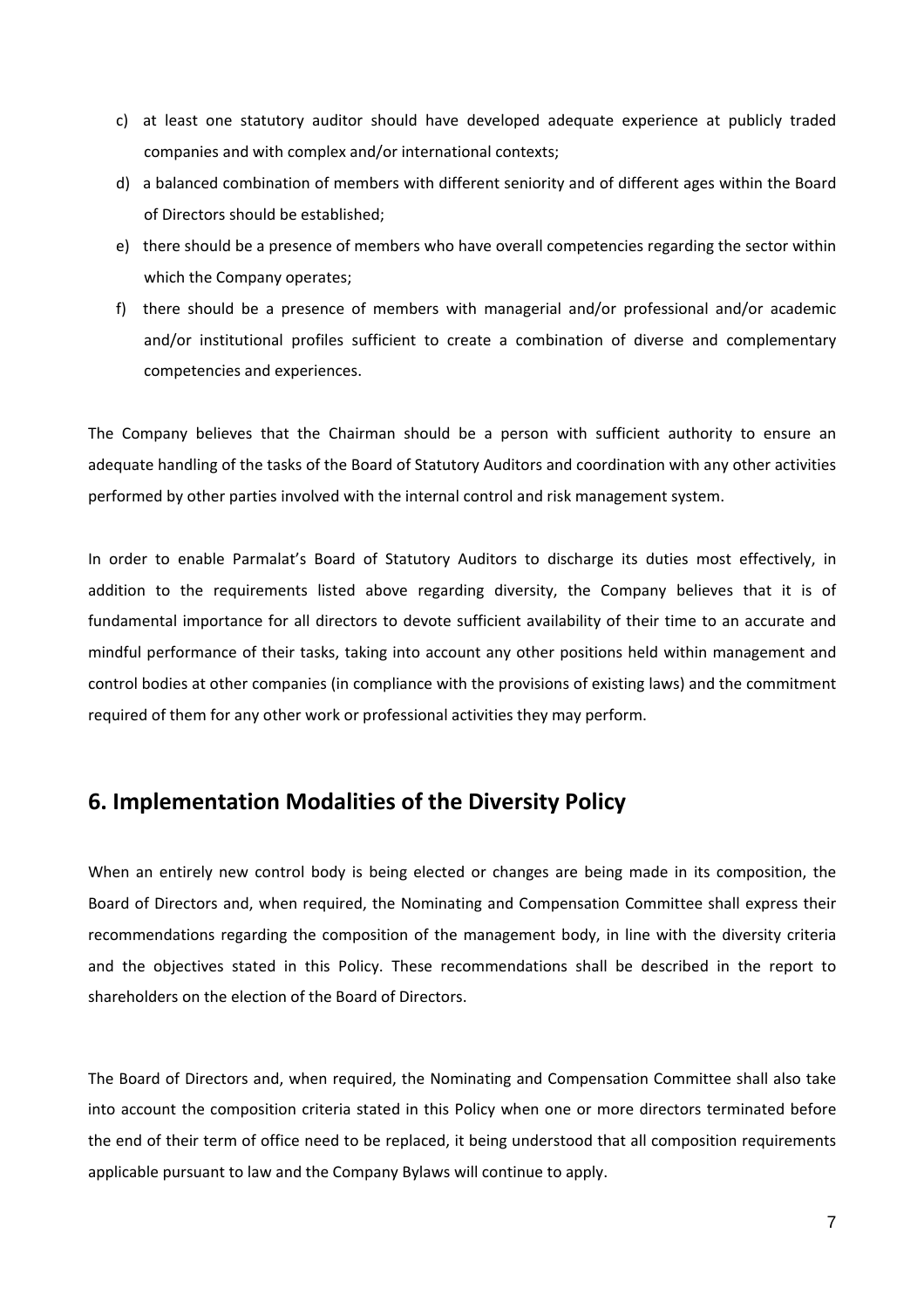c) at least one statutory auditor should have developed adequate experience at publicly traded companies and with complex and/or international contexts;
d) a balanced combination of members with different seniority and of different ages within the Board of Directors should be established;
e) there should be a presence of members who have overall competencies regarding the sector within which the Company operates;
f) there should be a presence of members with managerial and/or professional and/or academic and/or institutional profiles sufficient to create a combination of diverse and complementary competencies and experiences.

The Company believes that the Chairman should be a person with sufficient authority to ensure an adequate handling of the tasks of the Board of Statutory Auditors and coordination with any other activities performed by other parties involved with the internal control and risk management system.

In order to enable Parmalat's Board of Statutory Auditors to discharge its duties most effectively, in addition to the requirements listed above regarding diversity, the Company believes that it is of fundamental importance for all directors to devote sufficient availability of their time to an accurate and mindful performance of their tasks, taking into account any other positions held within management and control bodies at other companies (in compliance with the provisions of existing laws) and the commitment required of them for any other work or professional activities they may perform.

## 6. Implementation Modalities of the Diversity Policy

When an entirely new control body is being elected or changes are being made in its composition, the Board of Directors and, when required, the Nominating and Compensation Committee shall express their recommendations regarding the composition of the management body, in line with the diversity criteria and the objectives stated in this Policy. These recommendations shall be described in the report to shareholders on the election of the Board of Directors.

The Board of Directors and, when required, the Nominating and Compensation Committee shall also take into account the composition criteria stated in this Policy when one or more directors terminated before the end of their term of office need to be replaced, it being understood that all composition requirements applicable pursuant to law and the Company Bylaws will continue to apply.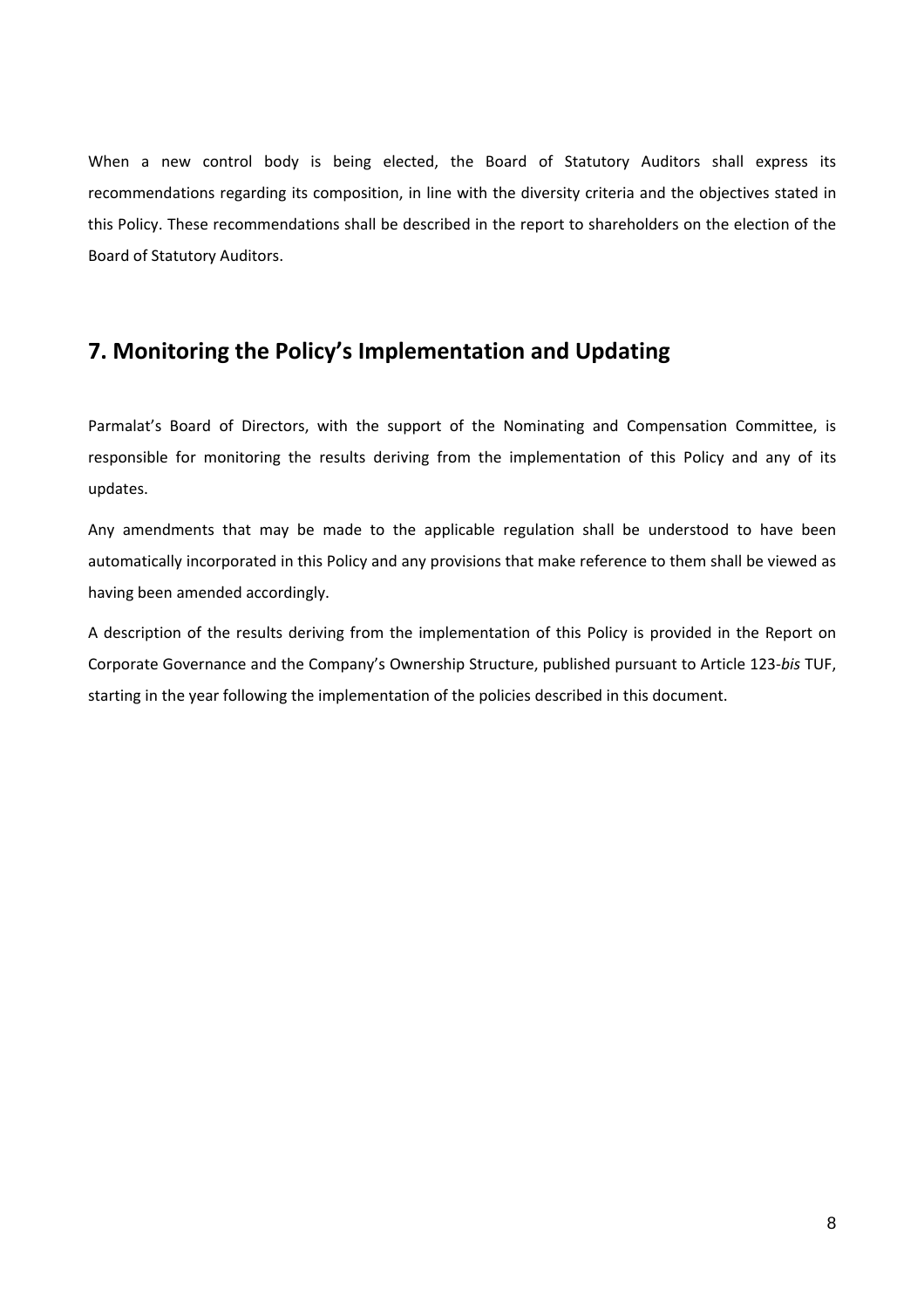When a new control body is being elected, the Board of Statutory Auditors shall express its recommendations regarding its composition, in line with the diversity criteria and the objectives stated in this Policy. These recommendations shall be described in the report to shareholders on the election of the Board of Statutory Auditors.

## 7. Monitoring the Policy's Implementation and Updating

Parmalat's Board of Directors, with the support of the Nominating and Compensation Committee, is responsible for monitoring the results deriving from the implementation of this Policy and any of its updates.

Any amendments that may be made to the applicable regulation shall be understood to have been automatically incorporated in this Policy and any provisions that make reference to them shall be viewed as having been amended accordingly.

A description of the results deriving from the implementation of this Policy is provided in the Report on Corporate Governance and the Company's Ownership Structure, published pursuant to Article 123-*bis* TUF, starting in the year following the implementation of the policies described in this document.